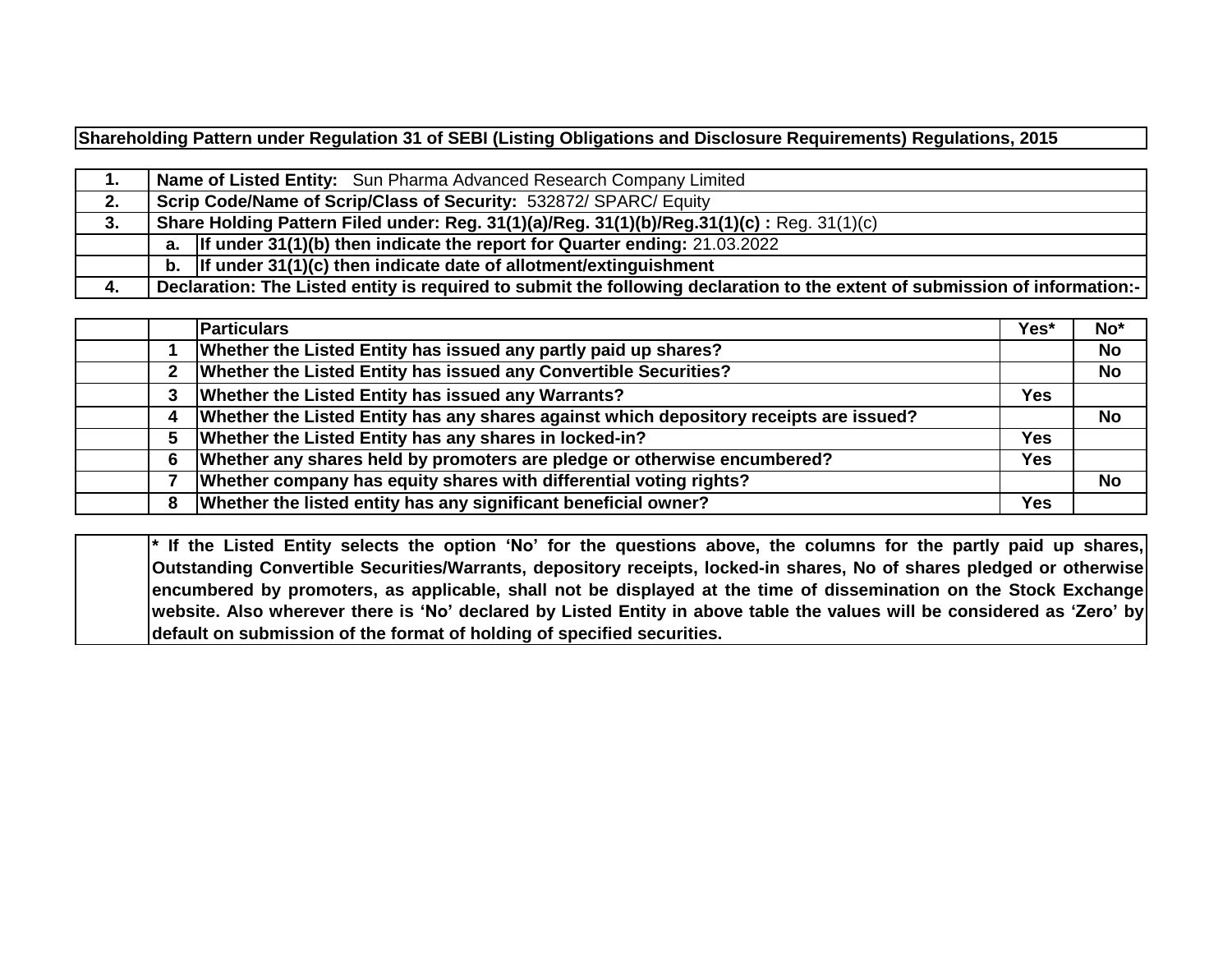**Shareholding Pattern under Regulation 31 of SEBI (Listing Obligations and Disclosure Requirements) Regulations, 2015**

| | | |
|---|---|---|
| **1.** | **Name of Listed Entity:** Sun Pharma Advanced Research Company Limited | |
| **2.** | **Scrip Code/Name of Scrip/Class of Security:** 532872/ SPARC/ Equity | |
| **3.** | **Share Holding Pattern Filed under: Reg. 31(1)(a)/Reg. 31(1)(b)/Reg.31(1)(c) :** Reg. 31(1)(c) | |
| | **a.** | **If under 31(1)(b) then indicate the report for Quarter ending:** 21.03.2022 |
| | **b.** | **If under 31(1)(c) then indicate date of allotment/extinguishment** |
| **4.** | **Declaration: The Listed entity is required to submit the following declaration to the extent of submission of information:-** | |

| | | Particulars | Yes* | No* |
|---|---|---|---|---|
| | 1 | **Whether the Listed Entity has issued any partly paid up shares?** | | **No** |
| | 2 | **Whether the Listed Entity has issued any Convertible Securities?** | | **No** |
| | 3 | **Whether the Listed Entity has issued any Warrants?** | **Yes** | |
| | 4 | **Whether the Listed Entity has any shares against which depository receipts are issued?** | | **No** |
| | 5 | **Whether the Listed Entity has any shares in locked-in?** | **Yes** | |
| | 6 | **Whether any shares held by promoters are pledge or otherwise encumbered?** | **Yes** | |
| | 7 | **Whether company has equity shares with differential voting rights?** | | **No** |
| | 8 | **Whether the listed entity has any significant beneficial owner?** | **Yes** | |

**\* If the Listed Entity selects the option 'No' for the questions above, the columns for the partly paid up shares, Outstanding Convertible Securities/Warrants, depository receipts, locked-in shares, No of shares pledged or otherwise encumbered by promoters, as applicable, shall not be displayed at the time of dissemination on the Stock Exchange website. Also wherever there is 'No' declared by Listed Entity in above table the values will be considered as 'Zero' by default on submission of the format of holding of specified securities.**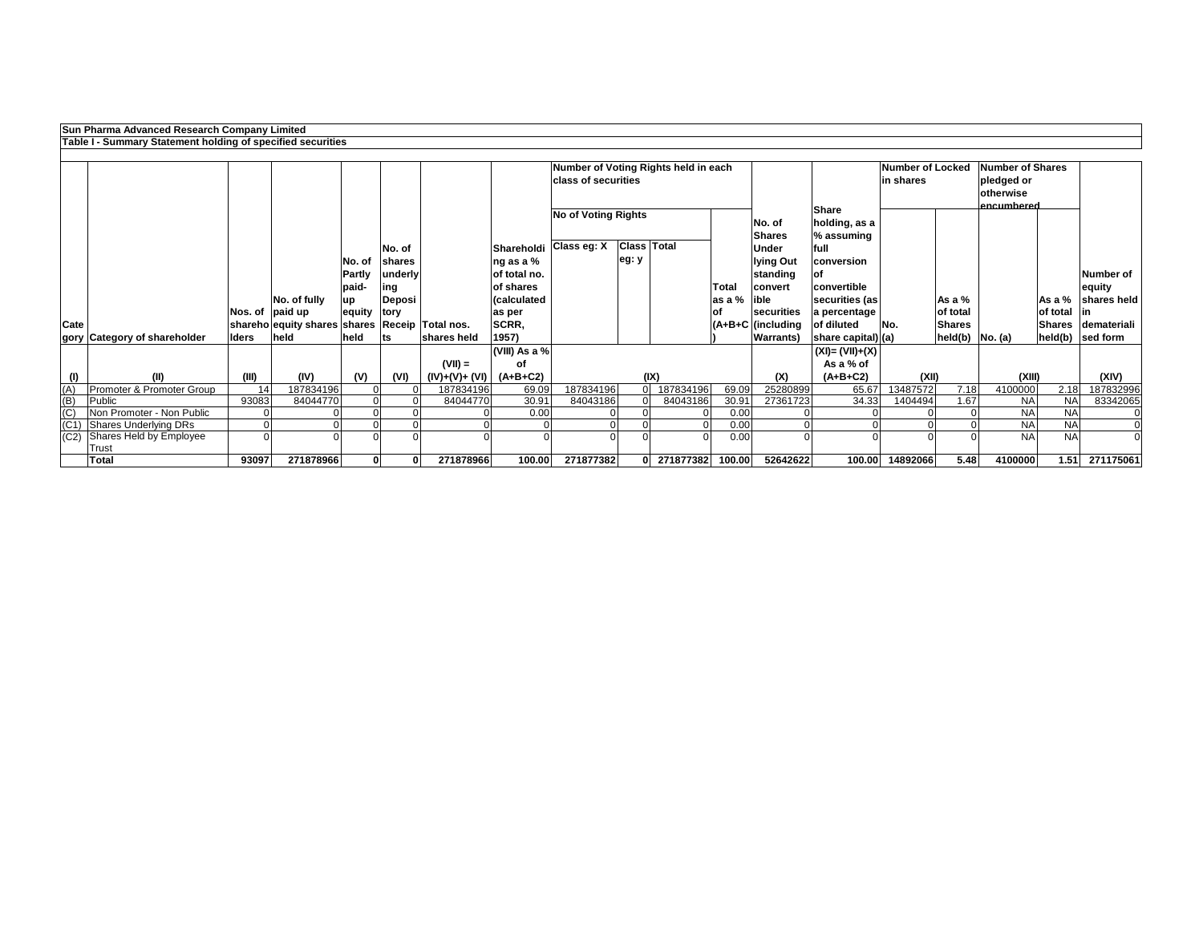**Sun Pharma Advanced Research Company Limited**

**Table I - Summary Statement holding of specified securities**

| Category | Category of shareholder | Nos. of shareholders | No. of fully paid up equity shares held | No. of Partly paid-up equity shares held | No. of shares underlying Depository Receipts | Total nos. shares held | Shareholding as a % of total no. of shares (calculated as per SCRR, 1957) | Number of Voting Rights held in each class of securities | | | | No. of Shares Underlying Outstanding convertible securities (including Warrants) | Shareholding, as a % assuming full conversion of convertible securities (as a percentage of diluted share capital) (a) | Number of Locked in shares | | Number of Shares pledged or otherwise encumbered | | Number of equity shares held in dematerialised form |
|---|---|---|---|---|---|---|---|---|---|---|---|---|---|---|---|---|---|---|
| | | | | | | | | No of Voting Rights | | | Total as a % of (A+B+C) | | | No. | As a % of total Shares held(b) | No. (a) | As a % of total Shares held(b) | |
| | | | | | | | | Class eg: X | Class eg: y | Total | | | | | | | | |
| (I) | (II) | (III) | (IV) | (V) | (VI) | (VII) = (IV)+(V)+ (VI) | (VIII) As a % of (A+B+C2) | (IX) | | | | (X) | (XI)= (VII)+(X) As a % of (A+B+C2) | (XII) | | (XIII) | | (XIV) |
| (A) | Promoter & Promoter Group | 14 | 187834196 | 0 | 0 | 187834196 | 69.09 | 187834196 | 0 | 187834196 | 69.09 | 25280899 | 65.67 | 13487572 | 7.18 | 4100000 | 2.18 | 187832996 |
| (B) | Public | 93083 | 84044770 | 0 | 0 | 84044770 | 30.91 | 84043186 | 0 | 84043186 | 30.91 | 27361723 | 34.33 | 1404494 | 1.67 | NA | NA | 83342065 |
| (C) | Non Promoter - Non Public | 0 | 0 | 0 | 0 | 0 | 0.00 | 0 | 0 | 0 | 0.00 | 0 | 0 | 0 | 0 | NA | NA | 0 |
| (C1) | Shares Underlying DRs | 0 | 0 | 0 | 0 | 0 | 0 | 0 | 0 | 0 | 0.00 | 0 | 0 | 0 | 0 | NA | NA | 0 |
| (C2) | Shares Held by Employee Trust | 0 | 0 | 0 | 0 | 0 | 0 | 0 | 0 | 0 | 0.00 | 0 | 0 | 0 | 0 | NA | NA | 0 |
| | **Total** | **93097** | **271878966** | **0** | **0** | **271878966** | **100.00** | **271877382** | **0** | **271877382** | **100.00** | **52642622** | **100.00** | **14892066** | **5.48** | **4100000** | **1.51** | **271175061** |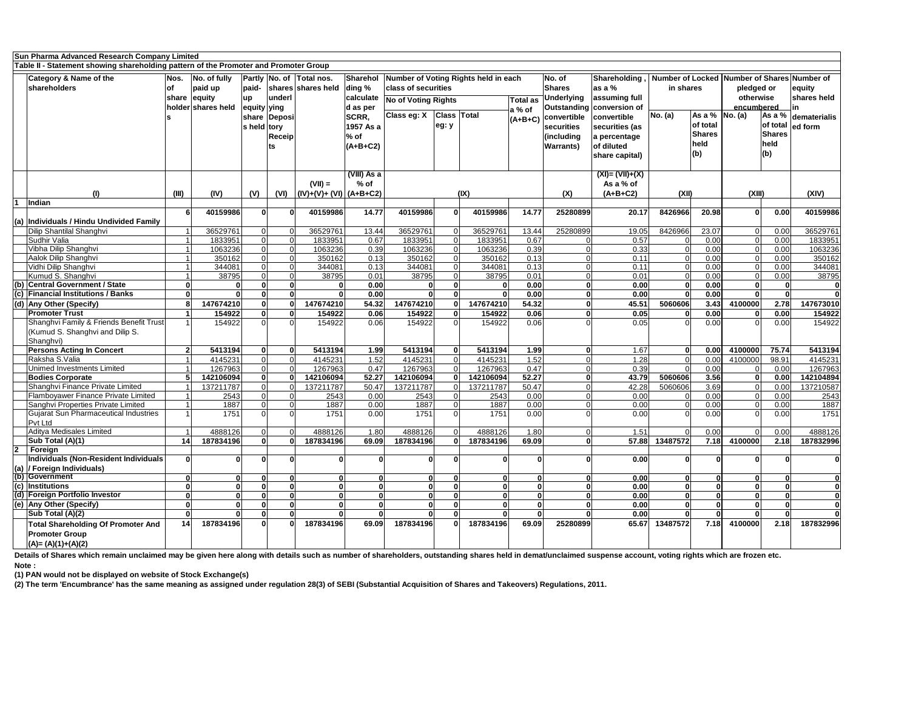**Sun Pharma Advanced Research Company Limited**

**Table II - Statement showing shareholding pattern of the Promoter and Promoter Group**

| | Category & Name of the shareholders | Nos. of shareholders | No. of fully paid up equity shares held | Partly paid-up equity shares held | No. of shares underlying Depository Receipts | Total nos. shares held | Shareholding % calculated as per SCRR, 1957 As a % of (A+B+C2) | Number of Voting Rights held in each class of securities | | | | No. of Shares Underlying Outstanding convertible securities (including Warrants) | Shareholding , as a % assuming full conversion of convertible securities (as a percentage of diluted share capital) | Number of Locked in shares | | Number of Shares pledged or otherwise encumbered | | Number of equity shares held in dematerialised form |
|---|---|---|---|---|---|---|---|---|---|---|---|---|---|---|---|---|---|---|
| | | | | | | | | No of Voting Rights | | | Total as a % of (A+B+C) | | | No. (a) | As a % of total Shares held (b) | No. (a) | As a % of total Shares held (b) | |
| | | | | | | | | Class eg: X | Class eg: y | Total | | | | | | | | |
| | (I) | (III) | (IV) | (V) | (VI) | (VII) = (IV)+(V)+ (VI) | (VIII) As a % of (A+B+C2) | (IX) | | | | (X) | (XI)= (VII)+(X) As a % of (A+B+C2) | (XII) | | (XIII) | | (XIV) |
| **1** | **Indian** | | | | | | | | | | | | | | | | | |
| **(a)** | **Individuals / Hindu Undivided Family** | **6** | **40159986** | **0** | **0** | **40159986** | **14.77** | **40159986** | **0** | **40159986** | **14.77** | **25280899** | **20.17** | **8426966** | **20.98** | **0** | **0.00** | **40159986** |
| | Dilip Shantilal Shanghvi | 1 | 36529761 | 0 | 0 | 36529761 | 13.44 | 36529761 | 0 | 36529761 | 13.44 | 25280899 | 19.05 | 8426966 | 23.07 | 0 | 0.00 | 36529761 |
| | Sudhir Valia | 1 | 1833951 | 0 | 0 | 1833951 | 0.67 | 1833951 | 0 | 1833951 | 0.67 | 0 | 0.57 | 0 | 0.00 | 0 | 0.00 | 1833951 |
| | Vibha Dilip Shanghvi | 1 | 1063236 | 0 | 0 | 1063236 | 0.39 | 1063236 | 0 | 1063236 | 0.39 | 0 | 0.33 | 0 | 0.00 | 0 | 0.00 | 1063236 |
| | Aalok Dilip Shanghvi | 1 | 350162 | 0 | 0 | 350162 | 0.13 | 350162 | 0 | 350162 | 0.13 | 0 | 0.11 | 0 | 0.00 | 0 | 0.00 | 350162 |
| | Vidhi Dilip Shanghvi | 1 | 344081 | 0 | 0 | 344081 | 0.13 | 344081 | 0 | 344081 | 0.13 | 0 | 0.11 | 0 | 0.00 | 0 | 0.00 | 344081 |
| | Kumud S. Shanghvi | 1 | 38795 | 0 | 0 | 38795 | 0.01 | 38795 | 0 | 38795 | 0.01 | 0 | 0.01 | 0 | 0.00 | 0 | 0.00 | 38795 |
| **(b)** | **Central Government / State** | **0** | **0** | **0** | **0** | **0** | **0.00** | **0** | **0** | **0** | **0.00** | **0** | **0.00** | **0** | **0.00** | **0** | **0** | **0** |
| **(c)** | **Financial Institutions / Banks** | **0** | **0** | **0** | **0** | **0** | **0.00** | **0** | **0** | **0** | **0.00** | **0** | **0.00** | **0** | **0.00** | **0** | **0** | **0** |
| **(d)** | **Any Other (Specify)** | **8** | **147674210** | **0** | **0** | **147674210** | **54.32** | **147674210** | **0** | **147674210** | **54.32** | **0** | **45.51** | **5060606** | **3.43** | **4100000** | **2.78** | **147673010** |
| | **Promoter Trust** | **1** | **154922** | **0** | **0** | **154922** | **0.06** | **154922** | **0** | **154922** | **0.06** | **0** | **0.05** | **0** | **0.00** | **0** | **0.00** | **154922** |
| | Shanghvi Family & Friends Benefit Trust (Kumud S. Shanghvi and Dilip S. Shanghvi) | 1 | 154922 | 0 | 0 | 154922 | 0.06 | 154922 | 0 | 154922 | 0.06 | 0 | 0.05 | 0 | 0.00 | 0 | 0.00 | 154922 |
| | **Persons Acting In Concert** | **2** | **5413194** | **0** | **0** | **5413194** | **1.99** | **5413194** | **0** | **5413194** | **1.99** | **0** | **1.67** | **0** | **0.00** | **4100000** | **75.74** | **5413194** |
| | Raksha S.Valia | 1 | 4145231 | 0 | 0 | 4145231 | 1.52 | 4145231 | 0 | 4145231 | 1.52 | 0 | 1.28 | 0 | 0.00 | 4100000 | 98.91 | 4145231 |
| | Unimed Investments Limited | 1 | 1267963 | 0 | 0 | 1267963 | 0.47 | 1267963 | 0 | 1267963 | 0.47 | 0 | 0.39 | 0 | 0.00 | 0 | 0.00 | 1267963 |
| | **Bodies Corporate** | **5** | **142106094** | **0** | **0** | **142106094** | **52.27** | **142106094** | **0** | **142106094** | **52.27** | **0** | **43.79** | **5060606** | **3.56** | **0** | **0.00** | **142104894** |
| | Shanghvi Finance Private Limited | 1 | 137211787 | 0 | 0 | 137211787 | 50.47 | 137211787 | 0 | 137211787 | 50.47 | 0 | 42.28 | 5060606 | 3.69 | 0 | 0.00 | 137210587 |
| | Flamboyawer Finance Private Limited | 1 | 2543 | 0 | 0 | 2543 | 0.00 | 2543 | 0 | 2543 | 0.00 | 0 | 0.00 | 0 | 0.00 | 0 | 0.00 | 2543 |
| | Sanghvi Properties Private Limited | 1 | 1887 | 0 | 0 | 1887 | 0.00 | 1887 | 0 | 1887 | 0.00 | 0 | 0.00 | 0 | 0.00 | 0 | 0.00 | 1887 |
| | Gujarat Sun Pharmaceutical Industries Pvt Ltd | 1 | 1751 | 0 | 0 | 1751 | 0.00 | 1751 | 0 | 1751 | 0.00 | 0 | 0.00 | 0 | 0.00 | 0 | 0.00 | 1751 |
| | Aditya Medisales Limited | 1 | 4888126 | 0 | 0 | 4888126 | 1.80 | 4888126 | 0 | 4888126 | 1.80 | 0 | 1.51 | 0 | 0.00 | 0 | 0.00 | 4888126 |
| | **Sub Total (A)(1)** | **14** | **187834196** | **0** | **0** | **187834196** | **69.09** | **187834196** | **0** | **187834196** | **69.09** | **0** | **57.88** | **13487572** | **7.18** | **4100000** | **2.18** | **187832996** |
| **2** | **Foreign** | | | | | | | | | | | | | | | | | |
| **(a)** | **Individuals (Non-Resident Individuals / Foreign Individuals)** | **0** | **0** | **0** | **0** | **0** | **0** | **0** | **0** | **0** | **0** | **0** | **0.00** | **0** | **0** | **0** | **0** | **0** |
| **(b)** | **Government** | **0** | **0** | **0** | **0** | **0** | **0** | **0** | **0** | **0** | **0** | **0** | **0.00** | **0** | **0** | **0** | **0** | **0** |
| **(c)** | **Institutions** | **0** | **0** | **0** | **0** | **0** | **0** | **0** | **0** | **0** | **0** | **0** | **0.00** | **0** | **0** | **0** | **0** | **0** |
| **(d)** | **Foreign Portfolio Investor** | **0** | **0** | **0** | **0** | **0** | **0** | **0** | **0** | **0** | **0** | **0** | **0.00** | **0** | **0** | **0** | **0** | **0** |
| **(e)** | **Any Other (Specify)** | **0** | **0** | **0** | **0** | **0** | **0** | **0** | **0** | **0** | **0** | **0** | **0.00** | **0** | **0** | **0** | **0** | **0** |
| | **Sub Total (A)(2)** | **0** | **0** | **0** | **0** | **0** | **0** | **0** | **0** | **0** | **0** | **0** | **0.00** | **0** | **0** | **0** | **0** | **0** |
| | **Total Shareholding Of Promoter And Promoter Group (A)= (A)(1)+(A)(2)** | **14** | **187834196** | **0** | **0** | **187834196** | **69.09** | **187834196** | **0** | **187834196** | **69.09** | **25280899** | **65.67** | **13487572** | **7.18** | **4100000** | **2.18** | **187832996** |

**Details of Shares which remain unclaimed may be given here along with details such as number of shareholders, outstanding shares held in demat/unclaimed suspense account, voting rights which are frozen etc.**

**Note :**

**(1) PAN would not be displayed on website of Stock Exchange(s)**

**(2) The term 'Encumbrance' has the same meaning as assigned under regulation 28(3) of SEBI (Substantial Acquisition of Shares and Takeovers) Regulations, 2011.**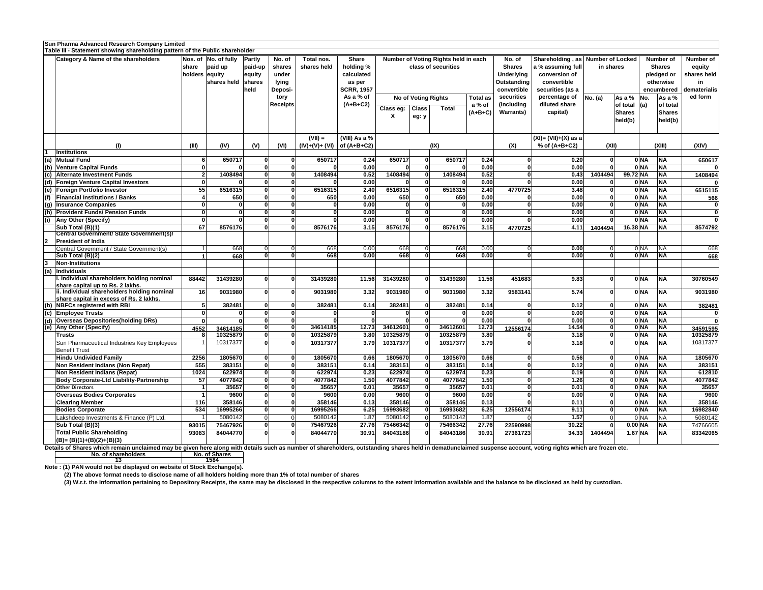**Sun Pharma Advanced Research Company Limited**

**Table III - Statement showing shareholding pattern of the Public shareholder**

| | Category & Name of the shareholders | Nos. of share holders | No. of fully paid up equity shares held | Partly paid-up equity shares held | No. of shares under lying Deposi-tory Receipts | Total nos. shares held | Share holding % calculated as per SCRR, 1957 As a % of (A+B+C2) | Number of Voting Rights held in each class of securities | | | | No. of Shares Underlying Outstanding convertible securities (including Warrants) | Shareholding , as a % assuming full conversion of convertible securities (as a percentage of diluted share capital) | Number of Locked in shares | | Number of Shares pledged or otherwise encumbered | | Number of equity shares held in dematerialis ed form |
|---|---|---|---|---|---|---|---|---|---|---|---|---|---|---|---|---|---|---|
| | | | | | | | | No of Voting Rights | | | Total as a % of (A+B+C) | | | No. (a) | As a % of total Shares held(b) | No. (a) | As a % of total Shares held(b) | |
| | | | | | | | | Class eg: X | Class eg: y | Total | | | | | | | | |
| | (I) | (III) | (IV) | (V) | (VI) | (VII) = (IV)+(V)+ (VI) | (VIII) As a % of (A+B+C2) | (IX) | | | | (X) | (XI)= (VII)+(X) as a % of (A+B+C2) | (XII) | | (XIII) | | (XIV) |
| 1 | **Institutions** | | | | | | | | | | | | | | | | | |
| (a) | **Mutual Fund** | 6 | 650717 | 0 | 0 | 650717 | 0.24 | 650717 | 0 | 650717 | 0.24 | 0 | 0.20 | 0 | 0 | NA | NA | 650617 |
| (b) | **Venture Capital Funds** | 0 | 0 | 0 | 0 | 0 | 0.00 | 0 | 0 | 0 | 0.00 | 0 | 0.00 | 0 | 0 | NA | NA | 0 |
| (c) | **Alternate Investment Funds** | 2 | 1408494 | 0 | 0 | 1408494 | 0.52 | 1408494 | 0 | 1408494 | 0.52 | 0 | 0.43 | 1404494 | 99.72 | NA | NA | 1408494 |
| (d) | **Foreign Venture Capital Investors** | 0 | 0 | 0 | 0 | 0 | 0.00 | 0 | 0 | 0 | 0.00 | 0 | 0.00 | 0 | 0 | NA | NA | 0 |
| (e) | **Foreign Portfolio Investor** | 55 | 6516315 | 0 | 0 | 6516315 | 2.40 | 6516315 | 0 | 6516315 | 2.40 | 4770725 | 3.48 | 0 | 0 | NA | NA | 6515115 |
| (f) | **Financial Institutions / Banks** | 4 | 650 | 0 | 0 | 650 | 0.00 | 650 | 0 | 650 | 0.00 | 0 | 0.00 | 0 | 0 | NA | NA | 566 |
| (g) | **Insurance Companies** | 0 | 0 | 0 | 0 | 0 | 0.00 | 0 | 0 | 0 | 0.00 | 0 | 0.00 | 0 | 0 | NA | NA | 0 |
| (h) | **Provident Funds/ Pension Funds** | 0 | 0 | 0 | 0 | 0 | 0.00 | 0 | 0 | 0 | 0.00 | 0 | 0.00 | 0 | 0 | NA | NA | 0 |
| (i) | **Any Other (Specify)** | 0 | 0 | 0 | 0 | 0 | 0.00 | 0 | 0 | 0 | 0.00 | 0 | 0.00 | 0 | 0 | NA | NA | 0 |
| | **Sub Total (B)(1)** | 67 | 8576176 | 0 | 0 | 8576176 | 3.15 | 8576176 | 0 | 8576176 | 3.15 | 4770725 | 4.11 | 1404494 | 16.38 | NA | NA | 8574792 |
| 2 | **Central Government/ State Government(s)/ President of India** | | | | | | | | | | | | | | | | | |
| | Central Government / State Government(s) | 1 | 668 | 0 | 0 | 668 | 0.00 | 668 | 0 | 668 | 0.00 | 0 | 0.00 | 0 | 0 | NA | NA | 668 |
| | **Sub Total (B)(2)** | 1 | 668 | 0 | 0 | 668 | 0.00 | 668 | 0 | 668 | 0.00 | 0 | 0.00 | 0 | 0 | NA | NA | 668 |
| 3 | **Non-Institutions** | | | | | | | | | | | | | | | | | |
| (a) | **Individuals** | | | | | | | | | | | | | | | | | |
| | **i. Individual shareholders holding nominal share capital up to Rs. 2 lakhs.** | 88442 | 31439280 | 0 | 0 | 31439280 | 11.56 | 31439280 | 0 | 31439280 | 11.56 | 451683 | 9.83 | 0 | 0 | NA | NA | 30760549 |
| | **ii. Individual shareholders holding nominal share capital in excess of Rs. 2 lakhs.** | 16 | 9031980 | 0 | 0 | 9031980 | 3.32 | 9031980 | 0 | 9031980 | 3.32 | 9583141 | 5.74 | 0 | 0 | NA | NA | 9031980 |
| (b) | **NBFCs registered with RBI** | 5 | 382481 | 0 | 0 | 382481 | 0.14 | 382481 | 0 | 382481 | 0.14 | 0 | 0.12 | 0 | 0 | NA | NA | 382481 |
| (c) | **Employee Trusts** | 0 | 0 | 0 | 0 | 0 | 0 | 0 | 0 | 0 | 0.00 | 0 | 0.00 | 0 | 0 | NA | NA | 0 |
| (d) | **Overseas Depositories(holding DRs)** | 0 | 0 | 0 | 0 | 0 | 0 | 0 | 0 | 0 | 0.00 | 0 | 0.00 | 0 | 0 | NA | NA | 0 |
| (e) | **Any Other (Specify)** | 4552 | 34614185 | 0 | 0 | 34614185 | 12.73 | 34612601 | 0 | 34612601 | 12.73 | 12556174 | 14.54 | 0 | 0 | NA | NA | 34591595 |
| | **Trusts** | 8 | 10325879 | 0 | 0 | 10325879 | 3.80 | 10325879 | 0 | 10325879 | 3.80 | 0 | 3.18 | 0 | 0 | NA | NA | 10325879 |
| | Sun Pharmaceutical Industries Key Employees Benefit Trust | 1 | 10317377 | 0 | 0 | 10317377 | 3.79 | 10317377 | 0 | 10317377 | 3.79 | 0 | 3.18 | 0 | 0 | NA | NA | 10317377 |
| | **Hindu Undivided Family** | 2256 | 1805670 | 0 | 0 | 1805670 | 0.66 | 1805670 | 0 | 1805670 | 0.66 | 0 | 0.56 | 0 | 0 | NA | NA | 1805670 |
| | **Non Resident Indians (Non Repat)** | 555 | 383151 | 0 | 0 | 383151 | 0.14 | 383151 | 0 | 383151 | 0.14 | 0 | 0.12 | 0 | 0 | NA | NA | 383151 |
| | **Non Resident Indians (Repat)** | 1024 | 622974 | 0 | 0 | 622974 | 0.23 | 622974 | 0 | 622974 | 0.23 | 0 | 0.19 | 0 | 0 | NA | NA | 612810 |
| | **Body Corporate-Ltd Liability-Partnership** | 57 | 4077842 | 0 | 0 | 4077842 | 1.50 | 4077842 | 0 | 4077842 | 1.50 | 0 | 1.26 | 0 | 0 | NA | NA | 4077842 |
| | **Other Directors** | 1 | 35657 | 0 | 0 | 35657 | 0.01 | 35657 | 0 | 35657 | 0.01 | 0 | 0.01 | 0 | 0 | NA | NA | 35657 |
| | **Overseas Bodies Corporates** | 1 | 9600 | 0 | 0 | 9600 | 0.00 | 9600 | 0 | 9600 | 0.00 | 0 | 0.00 | 0 | 0 | NA | NA | 9600 |
| | **Clearing Member** | 116 | 358146 | 0 | 0 | 358146 | 0.13 | 358146 | 0 | 358146 | 0.13 | 0 | 0.11 | 0 | 0 | NA | NA | 358146 |
| | **Bodies Corporate** | 534 | 16995266 | 0 | 0 | 16995266 | 6.25 | 16993682 | 0 | 16993682 | 6.25 | 12556174 | 9.11 | 0 | 0 | NA | NA | 16982840 |
| | Lakshdeep Investments & Finance (P) Ltd. | 1 | 5080142 | 0 | 0 | 5080142 | 1.87 | 5080142 | 0 | 5080142 | 1.87 | 0 | 1.57 | 0 | 0 | NA | NA | 5080142 |
| | **Sub Total (B)(3)** | 93015 | 75467926 | 0 | 0 | 75467926 | 27.76 | 75466342 | 0 | 75466342 | 27.76 | 22590998 | 30.22 | 0 | 0.00 | NA | NA | 74766605 |
| | **Total Public Shareholding (B)= (B)(1)+(B)(2)+(B)(3)** | 93083 | 84044770 | 0 | 0 | 84044770 | 30.91 | 84043186 | 0 | 84043186 | 30.91 | 27361723 | 34.33 | 1404494 | 1.67 | NA | NA | 83342065 |

**Details of Shares which remain unclaimed may be given here along with details such as number of shareholders, outstanding shares held in demat/unclaimed suspense account, voting rights which are frozen etc.**

| No. of shareholders | No. of Shares |
|---|---|
| 13 | 1584 |

**Note : (1) PAN would not be displayed on website of Stock Exchange(s).**

**(2) The above format needs to disclose name of all holders holding more than 1% of total number of shares**

**(3) W.r.t. the information pertaining to Depository Receipts, the same may be disclosed in the respective columns to the extent information available and the balance to be disclosed as held by custodian.**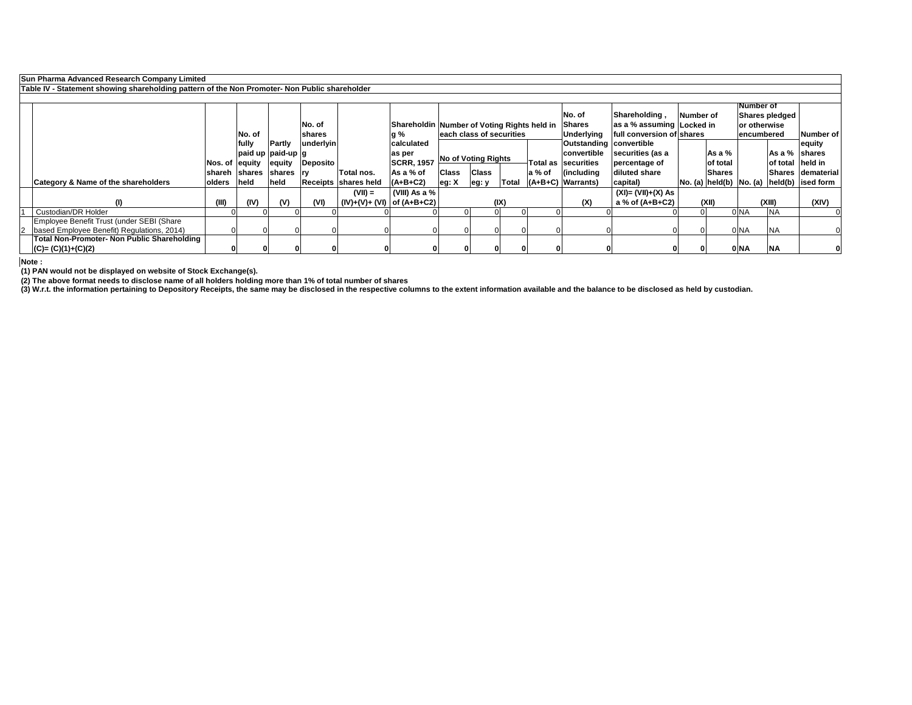**Sun Pharma Advanced Research Company Limited**

**Table IV - Statement showing shareholding pattern of the Non Promoter- Non Public shareholder**

| | Category & Name of the shareholders | Nos. of shareholders | No. of fully paid up equity shares held | Partly paid-up equity shares held | No. of shares underlying Depository Receipts | Total nos. shares held | Shareholding % calculated as per SCRR, 1957 As a % of (A+B+C2) | Number of Voting Rights held in each class of securities | | | | No. of Shares Underlying Outstanding convertible securities (including Warrants) | Shareholding , as a % assuming full conversion of convertible securities (as a percentage of diluted share capital) | Number of Locked in shares | | Number of Shares pledged or otherwise encumbered | | Number of equity shares held in dematerialised form |
|---|---|---|---|---|---|---|---|---|---|---|---|---|---|---|---|---|---|---|
| | | | | | | | | No of Voting Rights | | | Total as a % of (A+B+C) | | | No. (a) | As a % of total Shares held(b) | No. (a) | As a % of total Shares held(b) | |
| | | | | | | | | Class eg: X | Class eg: y | Total | | | | | | | | |
| | (I) | (III) | (IV) | (V) | (VI) | (VII) = (IV)+(V)+ (VI) | (VIII) As a % of (A+B+C2) | (IX) | | | | (X) | (XI)= (VII)+(X) As a % of (A+B+C2) | (XII) | | (XIII) | | (XIV) |
| 1 | Custodian/DR Holder | 0 | 0 | 0 | 0 | 0 | 0 | 0 | 0 | 0 | 0 | 0 | 0 | 0 | 0 | NA | NA | 0 |
| 2 | Employee Benefit Trust (under SEBI (Share based Employee Benefit) Regulations, 2014) | 0 | 0 | 0 | 0 | 0 | 0 | 0 | 0 | 0 | 0 | 0 | 0 | 0 | 0 | NA | NA | 0 |
| | **Total Non-Promoter- Non Public Shareholding (C)= (C)(1)+(C)(2)** | **0** | **0** | **0** | **0** | **0** | **0** | **0** | **0** | **0** | **0** | **0** | **0** | **0** | **0** | **NA** | **NA** | **0** |

**Note :**

**(1) PAN would not be displayed on website of Stock Exchange(s).**

**(2) The above format needs to disclose name of all holders holding more than 1% of total number of shares**

**(3) W.r.t. the information pertaining to Depository Receipts, the same may be disclosed in the respective columns to the extent information available and the balance to be disclosed as held by custodian.**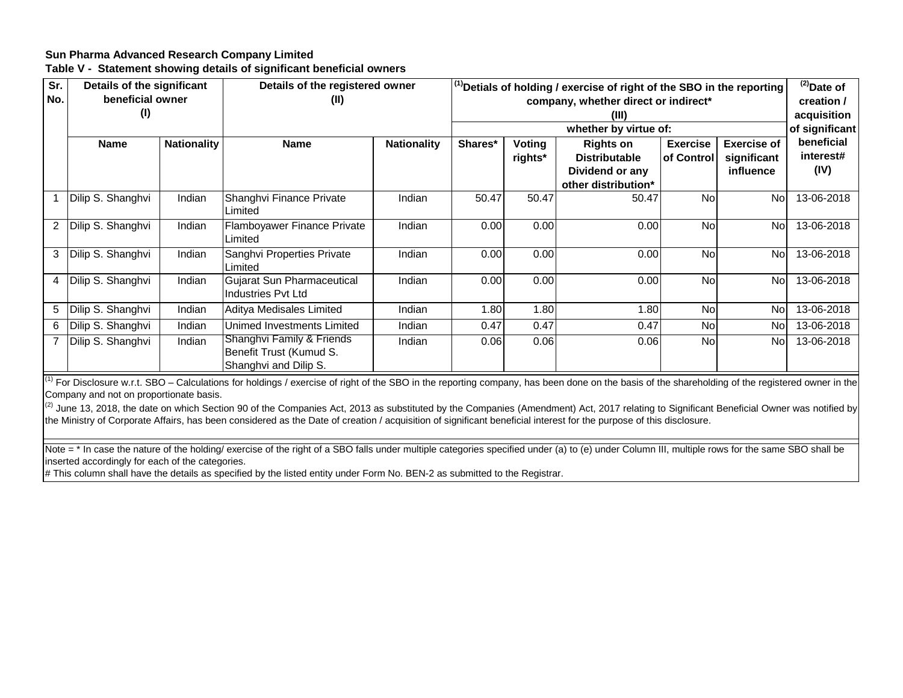**Sun Pharma Advanced Research Company Limited**

**Table V - Statement showing details of significant beneficial owners**

| Sr. No. | Details of the significant beneficial owner (I) | | Details of the registered owner (II) | | [(1)]Detials of holding / exercise of right of the SBO in the reporting company, whether direct or indirect* (III) whether by virtue of: | | | | | [(2)]Date of creation / acquisition of significant beneficial interest# (IV) |
|---|---|---|---|---|---|---|---|---|---|---|
| | Name | Nationality | Name | Nationality | Shares* | Voting rights* | Rights on Distributable Dividend or any other distribution* | Exercise of Control | Exercise of significant influence | |
| 1 | Dilip S. Shanghvi | Indian | Shanghvi Finance Private Limited | Indian | 50.47 | 50.47 | 50.47 | No | No | 13-06-2018 |
| 2 | Dilip S. Shanghvi | Indian | Flamboyawer Finance Private Limited | Indian | 0.00 | 0.00 | 0.00 | No | No | 13-06-2018 |
| 3 | Dilip S. Shanghvi | Indian | Sanghvi Properties Private Limited | Indian | 0.00 | 0.00 | 0.00 | No | No | 13-06-2018 |
| 4 | Dilip S. Shanghvi | Indian | Gujarat Sun Pharmaceutical Industries Pvt Ltd | Indian | 0.00 | 0.00 | 0.00 | No | No | 13-06-2018 |
| 5 | Dilip S. Shanghvi | Indian | Aditya Medisales Limited | Indian | 1.80 | 1.80 | 1.80 | No | No | 13-06-2018 |
| 6 | Dilip S. Shanghvi | Indian | Unimed Investments Limited | Indian | 0.47 | 0.47 | 0.47 | No | No | 13-06-2018 |
| 7 | Dilip S. Shanghvi | Indian | Shanghvi Family & Friends Benefit Trust (Kumud S. Shanghvi and Dilip S. | Indian | 0.06 | 0.06 | 0.06 | No | No | 13-06-2018 |

[(1)] For Disclosure w.r.t. SBO – Calculations for holdings / exercise of right of the SBO in the reporting company, has been done on the basis of the shareholding of the registered owner in the Company and not on proportionate basis.

[(2)] June 13, 2018, the date on which Section 90 of the Companies Act, 2013 as substituted by the Companies (Amendment) Act, 2017 relating to Significant Beneficial Owner was notified by the Ministry of Corporate Affairs, has been considered as the Date of creation / acquisition of significant beneficial interest for the purpose of this disclosure.

Note = * In case the nature of the holding/ exercise of the right of a SBO falls under multiple categories specified under (a) to (e) under Column III, multiple rows for the same SBO shall be inserted accordingly for each of the categories.

# This column shall have the details as specified by the listed entity under Form No. BEN-2 as submitted to the Registrar.